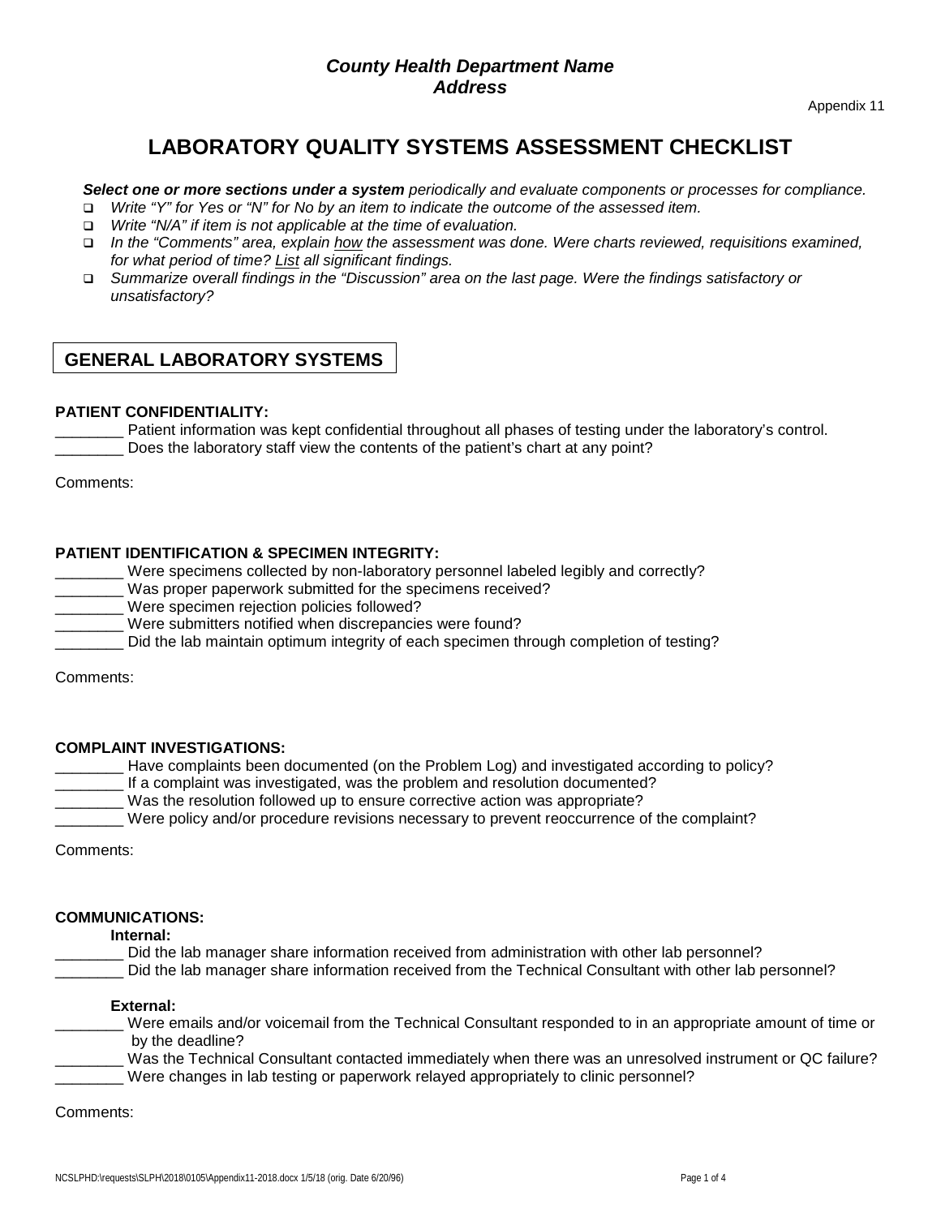***County Health Department Name***
***Address***

Appendix 11

# LABORATORY QUALITY SYSTEMS ASSESSMENT CHECKLIST

***Select one or more sections under a system** periodically and evaluate components or processes for compliance.*

- *Write "Y" for Yes or "N" for No by an item to indicate the outcome of the assessed item.*
- *Write "N/A" if item is not applicable at the time of evaluation.*
- *In the "Comments" area, explain how the assessment was done. Were charts reviewed, requisitions examined, for what period of time? List all significant findings.*
- *Summarize overall findings in the "Discussion" area on the last page. Were the findings satisfactory or unsatisfactory?*

## GENERAL LABORATORY SYSTEMS

**PATIENT CONFIDENTIALITY:**

________ Patient information was kept confidential throughout all phases of testing under the laboratory's control.
________ Does the laboratory staff view the contents of the patient's chart at any point?

Comments:

**PATIENT IDENTIFICATION & SPECIMEN INTEGRITY:**

________ Were specimens collected by non-laboratory personnel labeled legibly and correctly?
________ Was proper paperwork submitted for the specimens received?
________ Were specimen rejection policies followed?
________ Were submitters notified when discrepancies were found?
________ Did the lab maintain optimum integrity of each specimen through completion of testing?

Comments:

**COMPLAINT INVESTIGATIONS:**

________ Have complaints been documented (on the Problem Log) and investigated according to policy?
________ If a complaint was investigated, was the problem and resolution documented?
________ Was the resolution followed up to ensure corrective action was appropriate?
________ Were policy and/or procedure revisions necessary to prevent reoccurrence of the complaint?

Comments:

**COMMUNICATIONS:**

**Internal:**

________ Did the lab manager share information received from administration with other lab personnel?
________ Did the lab manager share information received from the Technical Consultant with other lab personnel?

**External:**

________ Were emails and/or voicemail from the Technical Consultant responded to in an appropriate amount of time or by the deadline?
________ Was the Technical Consultant contacted immediately when there was an unresolved instrument or QC failure?
________ Were changes in lab testing or paperwork relayed appropriately to clinic personnel?

Comments: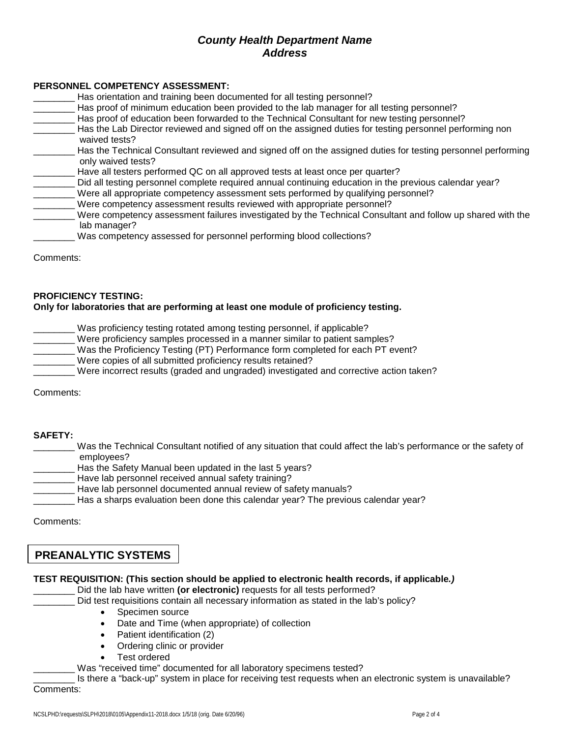***County Health Department Name***
***Address***

**PERSONNEL COMPETENCY ASSESSMENT:**

________ Has orientation and training been documented for all testing personnel?
________ Has proof of minimum education been provided to the lab manager for all testing personnel?
________ Has proof of education been forwarded to the Technical Consultant for new testing personnel?
________ Has the Lab Director reviewed and signed off on the assigned duties for testing personnel performing non waived tests?
________ Has the Technical Consultant reviewed and signed off on the assigned duties for testing personnel performing only waived tests?
________ Have all testers performed QC on all approved tests at least once per quarter?
________ Did all testing personnel complete required annual continuing education in the previous calendar year?
________ Were all appropriate competency assessment sets performed by qualifying personnel?
________ Were competency assessment results reviewed with appropriate personnel?
________ Were competency assessment failures investigated by the Technical Consultant and follow up shared with the lab manager?
________ Was competency assessed for personnel performing blood collections?

Comments:

**PROFICIENCY TESTING:**
**Only for laboratories that are performing at least one module of proficiency testing.**

________ Was proficiency testing rotated among testing personnel, if applicable?
________ Were proficiency samples processed in a manner similar to patient samples?
________ Was the Proficiency Testing (PT) Performance form completed for each PT event?
________ Were copies of all submitted proficiency results retained?
________ Were incorrect results (graded and ungraded) investigated and corrective action taken?

Comments:

**SAFETY:**

________ Was the Technical Consultant notified of any situation that could affect the lab's performance or the safety of employees?
________ Has the Safety Manual been updated in the last 5 years?
________ Have lab personnel received annual safety training?
________ Have lab personnel documented annual review of safety manuals?
________ Has a sharps evaluation been done this calendar year? The previous calendar year?

Comments:

## PREANALYTIC SYSTEMS

**TEST REQUISITION: (This section should be applied to electronic health records, if applicable*.)***

________ Did the lab have written **(or electronic)** requests for all tests performed?
________ Did test requisitions contain all necessary information as stated in the lab's policy?

- Specimen source
- Date and Time (when appropriate) of collection
- Patient identification (2)
- Ordering clinic or provider
- Test ordered

________ Was "received time" documented for all laboratory specimens tested?
________ Is there a "back-up" system in place for receiving test requests when an electronic system is unavailable?

Comments: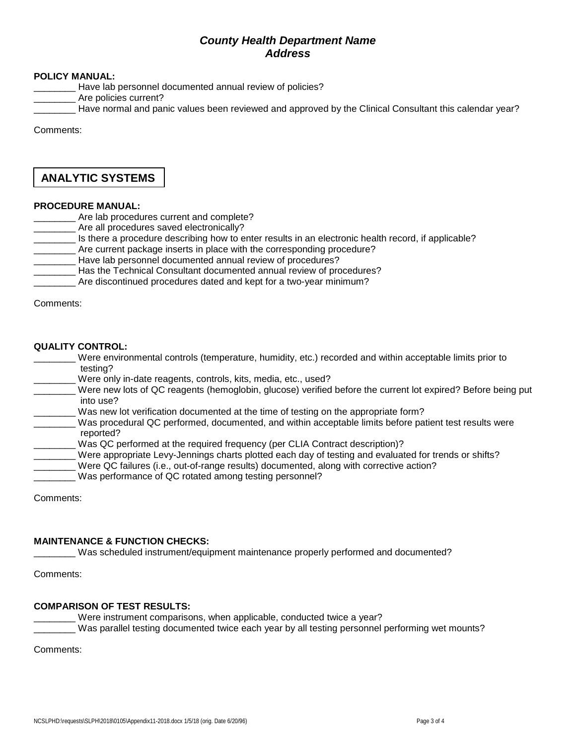***County Health Department Name***
***Address***

**POLICY MANUAL:**

________ Have lab personnel documented annual review of policies?
________ Are policies current?
________ Have normal and panic values been reviewed and approved by the Clinical Consultant this calendar year?

Comments:

## ANALYTIC SYSTEMS

**PROCEDURE MANUAL:**

________ Are lab procedures current and complete?
________ Are all procedures saved electronically?
________ Is there a procedure describing how to enter results in an electronic health record, if applicable?
________ Are current package inserts in place with the corresponding procedure?
________ Have lab personnel documented annual review of procedures?
________ Has the Technical Consultant documented annual review of procedures?
________ Are discontinued procedures dated and kept for a two-year minimum?

Comments:

**QUALITY CONTROL:**

________ Were environmental controls (temperature, humidity, etc.) recorded and within acceptable limits prior to testing?
________ Were only in-date reagents, controls, kits, media, etc., used?
________ Were new lots of QC reagents (hemoglobin, glucose) verified before the current lot expired? Before being put into use?
________ Was new lot verification documented at the time of testing on the appropriate form?
________ Was procedural QC performed, documented, and within acceptable limits before patient test results were reported?
________ Was QC performed at the required frequency (per CLIA Contract description)?
________ Were appropriate Levy-Jennings charts plotted each day of testing and evaluated for trends or shifts?
________ Were QC failures (i.e., out-of-range results) documented, along with corrective action?
________ Was performance of QC rotated among testing personnel?

Comments:

**MAINTENANCE & FUNCTION CHECKS:**

________ Was scheduled instrument/equipment maintenance properly performed and documented?

Comments:

**COMPARISON OF TEST RESULTS:**

________ Were instrument comparisons, when applicable, conducted twice a year?
________ Was parallel testing documented twice each year by all testing personnel performing wet mounts?

Comments:

NCSLPHD:\requests\SLPH\2018\0105\Appendix11-2018.docx 1/5/18 (orig. Date 6/20/96)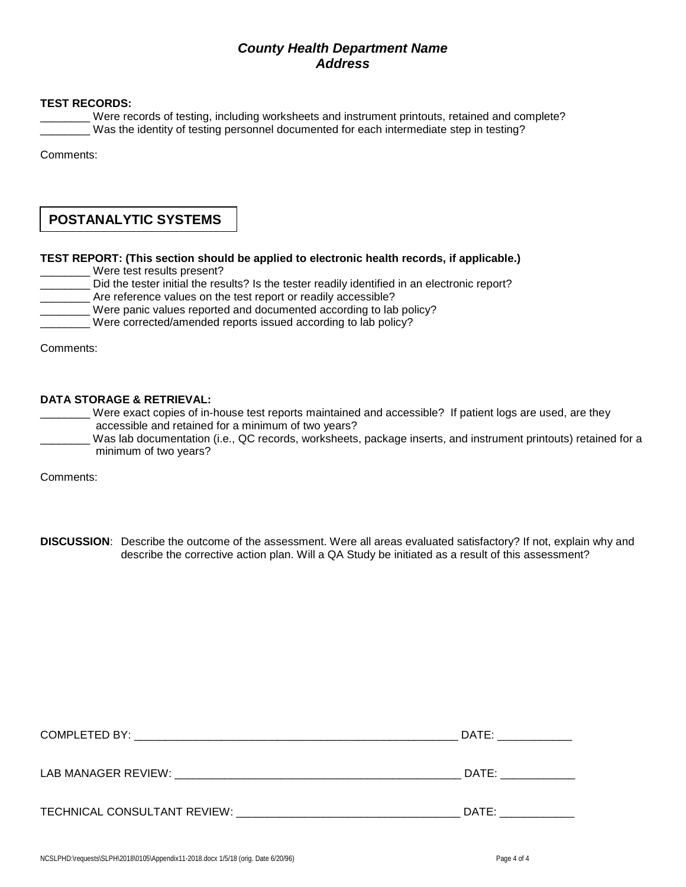***County Health Department Name***
***Address***

**TEST RECORDS:**

________ Were records of testing, including worksheets and instrument printouts, retained and complete?
________ Was the identity of testing personnel documented for each intermediate step in testing?

Comments:

## POSTANALYTIC SYSTEMS

**TEST REPORT: (This section should be applied to electronic health records, if applicable.)**

________ Were test results present?
________ Did the tester initial the results? Is the tester readily identified in an electronic report?
________ Are reference values on the test report or readily accessible?
________ Were panic values reported and documented according to lab policy?
________ Were corrected/amended reports issued according to lab policy?

Comments:

**DATA STORAGE & RETRIEVAL:**

________ Were exact copies of in-house test reports maintained and accessible? If patient logs are used, are they accessible and retained for a minimum of two years?
________ Was lab documentation (i.e., QC records, worksheets, package inserts, and instrument printouts) retained for a minimum of two years?

Comments:

**DISCUSSION**: Describe the outcome of the assessment. Were all areas evaluated satisfactory? If not, explain why and describe the corrective action plan. Will a QA Study be initiated as a result of this assessment?

COMPLETED BY: ______________________________________________________ DATE: ____________

LAB MANAGER REVIEW: _______________________________________________ DATE: ____________

TECHNICAL CONSULTANT REVIEW: _____________________________________ DATE: ____________

NCSLPHD:\requests\SLPH\2018\0105\Appendix11-2018.docx 1/5/18 (orig. Date 6/20/96)